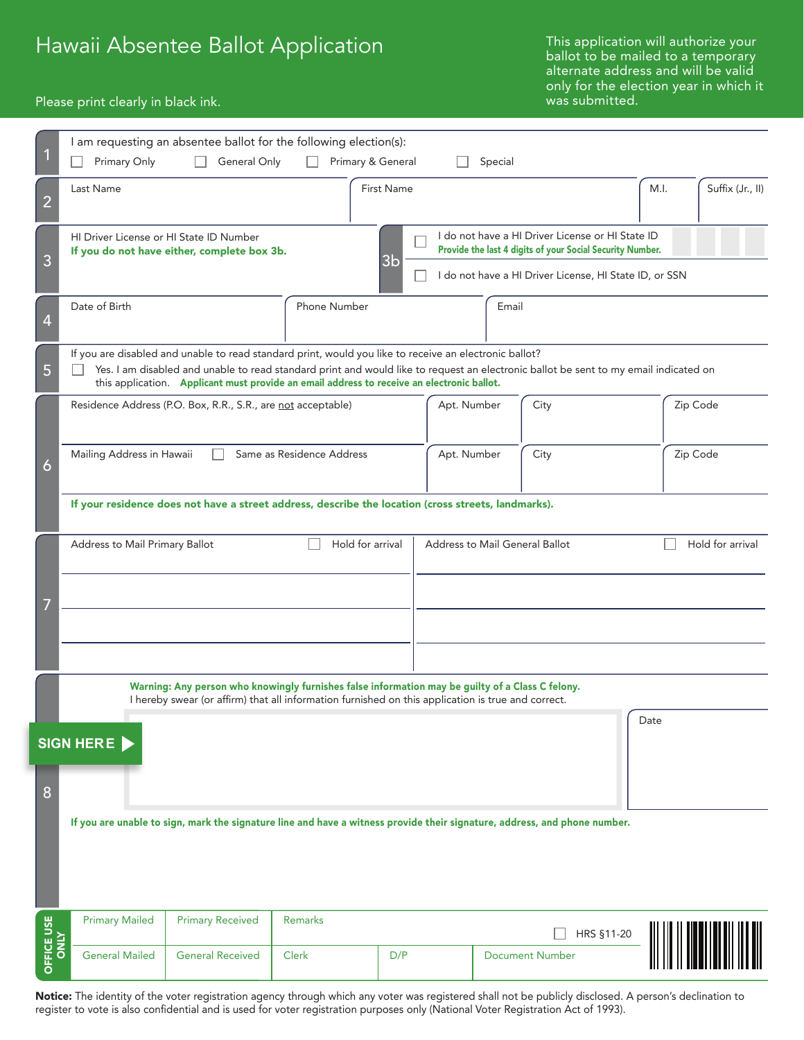# Hawaii Absentee Ballot Application

Please print clearly in black ink.

This application will authorize your ballot to be mailed to a temporary alternate address and will be valid only for the election year in which it was submitted.

**1** I am requesting an absentee ballot for the following election(s):

☐ Primary Only ☐ General Only ☐ Primary & General ☐ Special

**2**

| Last Name | First Name | M.I. | Suffix (Jr., II) |
|---|---|---|---|
| | | | |

**3** HI Driver License or HI State ID Number
**If you do not have either, complete box 3b.**

**3b**
☐ I do not have a HI Driver License or HI State ID
**Provide the last 4 digits of your Social Security Number.**
☐ I do not have a HI Driver License, HI State ID, or SSN

**4**

| Date of Birth | Phone Number | Email |
|---|---|---|
| | | |

**5** If you are disabled and unable to read standard print, would you like to receive an electronic ballot?

☐ Yes. I am disabled and unable to read standard print and would like to request an electronic ballot be sent to my email indicated on this application. **Applicant must provide an email address to receive an electronic ballot.**

**6**

| Residence Address (P.O. Box, R.R., S.R., are not acceptable) | Apt. Number | City | Zip Code |
|---|---|---|---|
| | | | |
| Mailing Address in Hawaii ☐ Same as Residence Address | Apt. Number | City | Zip Code |
| | | | |

**If your residence does not have a street address, describe the location (cross streets, landmarks).**

**7**

| Address to Mail Primary Ballot ☐ Hold for arrival | Address to Mail General Ballot ☐ Hold for arrival |
|---|---|
| | |

**8**

**Warning: Any person who knowingly furnishes false information may be guilty of a Class C felony.**
I hereby swear (or affirm) that all information furnished on this application is true and correct.

**SIGN HERE** ▶ | Date

**If you are unable to sign, mark the signature line and have a witness provide their signature, address, and phone number.**

**OFFICE USE ONLY**

| Primary Mailed | Primary Received | Remarks | | ☐ HRS §11-20 |
|---|---|---|---|---|
| General Mailed | General Received | Clerk | D/P | Document Number |

**Notice:** The identity of the voter registration agency through which any voter was registered shall not be publicly disclosed. A person's declination to register to vote is also confidential and is used for voter registration purposes only (National Voter Registration Act of 1993).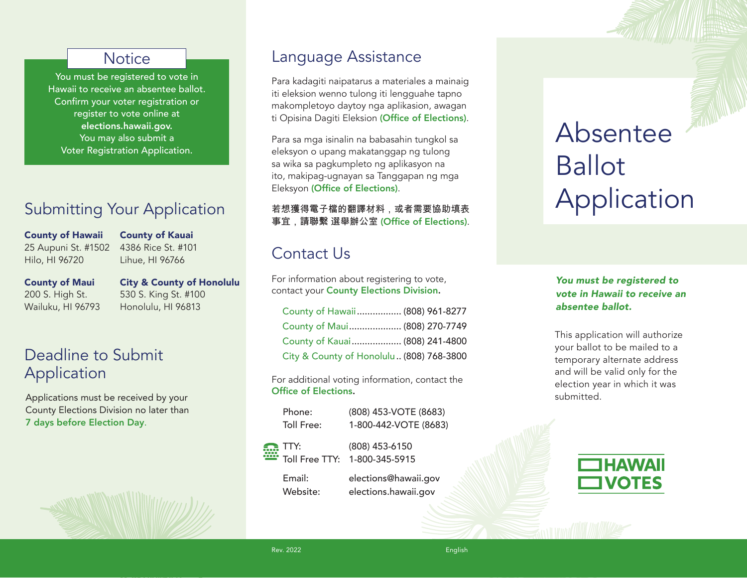## Notice

You must be registered to vote in Hawaii to receive an absentee ballot. Confirm your voter registration or register to vote online at **elections.hawaii.gov.** You may also submit a Voter Registration Application.

## Submitting Your Application

**County of Hawaii**
25 Aupuni St. #1502
Hilo, HI 96720

**County of Kauai**
4386 Rice St. #101
Lihue, HI 96766

**County of Maui**
200 S. High St.
Wailuku, HI 96793

**City & County of Honolulu**
530 S. King St. #100
Honolulu, HI 96813

## Deadline to Submit Application

Applications must be received by your County Elections Division no later than **7 days before Election Day**.

## Language Assistance

Para kadagiti naipatarus a materiales a mainaig iti eleksion wenno tulong iti lengguahe tapno makompletoyo daytoy nga aplikasion, awagan ti Opisina Dagiti Eleksion **(Office of Elections)**.

Para sa mga isinalin na babasahin tungkol sa eleksyon o upang makatanggap ng tulong sa wika sa pagkumpleto ng aplikasyon na ito, makipag-ugnayan sa Tanggapan ng mga Eleksyon **(Office of Elections)**.

若想獲得電子檔的翻譯材料，或者需要協助填表事宜，請聯繫 選舉辦公室 **(Office of Elections)**.

## Contact Us

For information about registering to vote, contact your **County Elections Division.**

| | |
|---|---|
| County of Hawaii | (808) 961-8277 |
| County of Maui | (808) 270-7749 |
| County of Kauai | (808) 241-4800 |
| City & County of Honolulu | (808) 768-3800 |

For additional voting information, contact the **Office of Elections.**

| | |
|---|---|
| Phone: | (808) 453-VOTE (8683) |
| Toll Free: | 1-800-442-VOTE (8683) |
| TTY: | (808) 453-6150 |
| Toll Free TTY: | 1-800-345-5915 |
| Email: | elections@hawaii.gov |
| Website: | elections.hawaii.gov |

Rev. 2022

English

# Absentee Ballot Application

***You must be registered to vote in Hawaii to receive an absentee ballot.***

This application will authorize your ballot to be mailed to a temporary alternate address and will be valid only for the election year in which it was submitted.

HAWAII VOTES